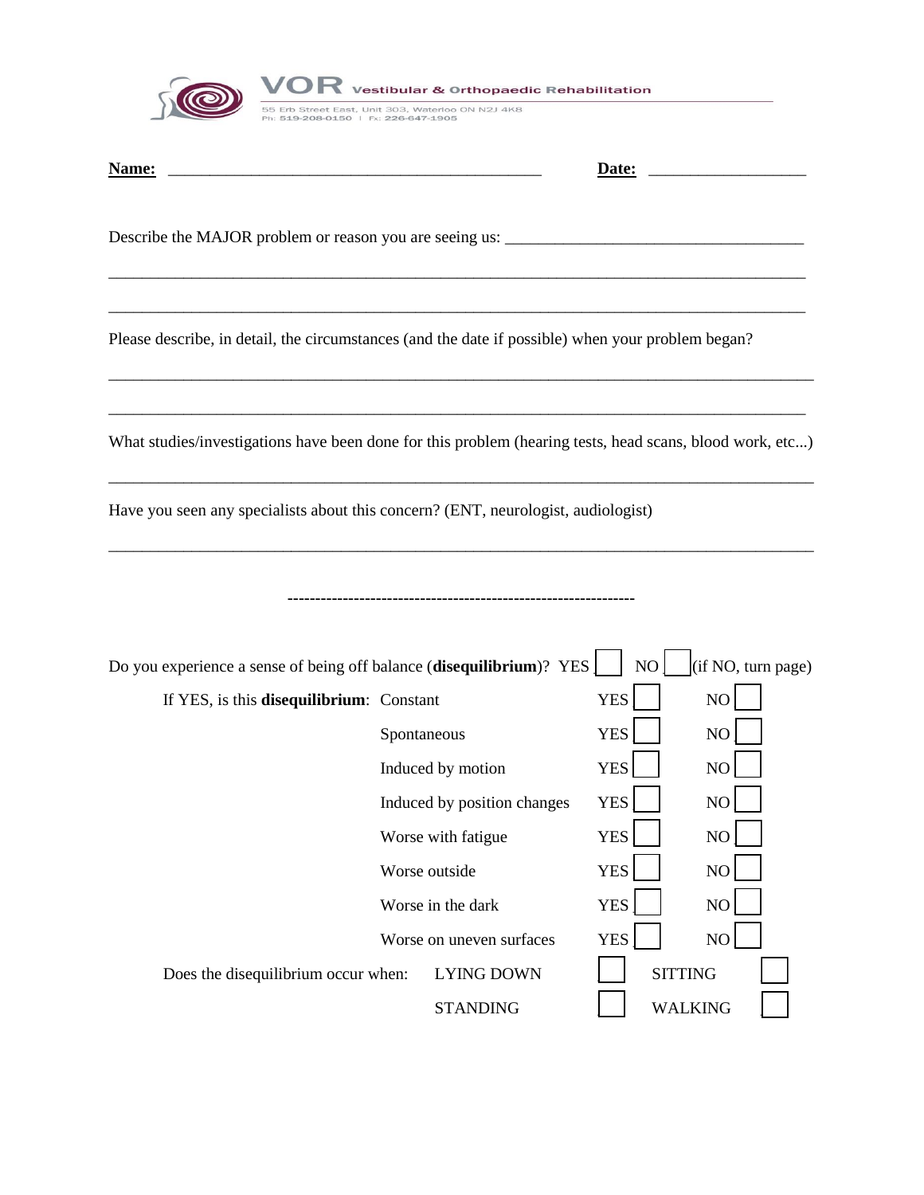**VOR** Vestibular & Orthopaedic Rehabilitation

55 Erb Street East, Unit 303, Waterloo ON N2J 4K8
Ph: 519-208-0150 | Fx: 226-647-1905

**Name:** ______________________________________________ **Date:** ___________________

Describe the MAJOR problem or reason you are seeing us: _____________________________________

_____________________________________________________________________________________

_____________________________________________________________________________________

Please describe, in detail, the circumstances (and the date if possible) when your problem began?

_____________________________________________________________________________________

_____________________________________________________________________________________

What studies/investigations have been done for this problem (hearing tests, head scans, blood work, etc...)

_____________________________________________________________________________________

Have you seen any specialists about this concern? (ENT, neurologist, audiologist)

_____________________________________________________________________________________

---------------------------------------------------------------

Do you experience a sense of being off balance (**disequilibrium**)? YES ☐ NO ☐ (if NO, turn page)

If YES, is this **disequilibrium**:

| | | |
|---|---|---|
| Constant | YES ☐ | NO ☐ |
| Spontaneous | YES ☐ | NO ☐ |
| Induced by motion | YES ☐ | NO ☐ |
| Induced by position changes | YES ☐ | NO ☐ |
| Worse with fatigue | YES ☐ | NO ☐ |
| Worse outside | YES ☐ | NO ☐ |
| Worse in the dark | YES ☐ | NO ☐ |
| Worse on uneven surfaces | YES ☐ | NO ☐ |

Does the disequilibrium occur when:

| | | | |
|---|---|---|---|
| LYING DOWN | ☐ | SITTING | ☐ |
| STANDING | ☐ | WALKING | ☐ |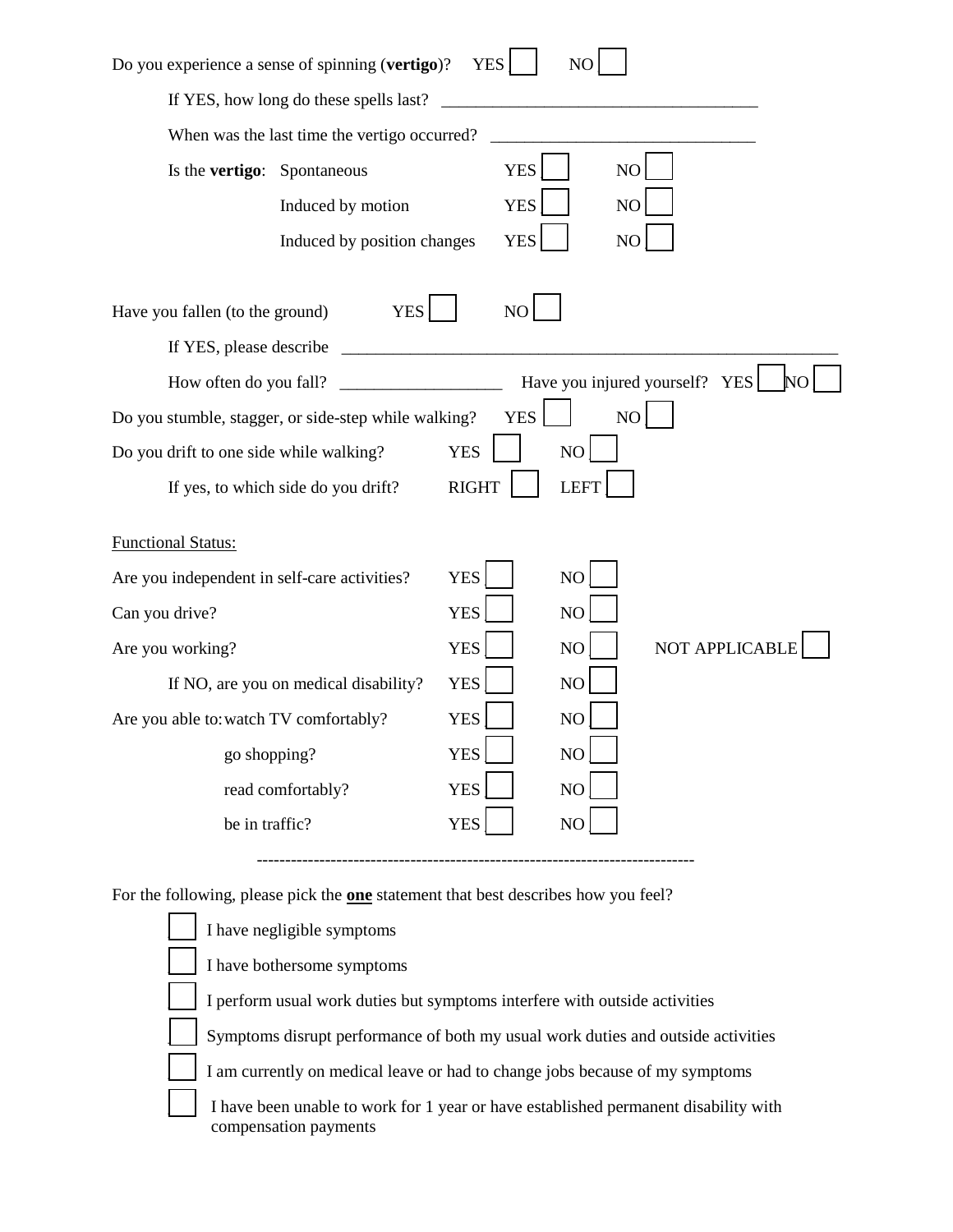Do you experience a sense of spinning (**vertigo**)? YES ☐ NO ☐

If YES, how long do these spells last? ____________________________________

When was the last time the vertigo occurred? ______________________________

Is the **vertigo**: Spontaneous YES ☐ NO ☐

Induced by motion YES ☐ NO ☐

Induced by position changes YES ☐ NO ☐

Have you fallen (to the ground) YES ☐ NO ☐

If YES, please describe ________________________________________________________

How often do you fall? ___________________ Have you injured yourself? YES ☐ NO ☐

Do you stumble, stagger, or side-step while walking? YES ☐ NO ☐

Do you drift to one side while walking? YES ☐ NO ☐

If yes, to which side do you drift? RIGHT ☐ LEFT ☐

Functional Status:

Are you independent in self-care activities? YES ☐ NO ☐

Can you drive? YES ☐ NO ☐

Are you working? YES ☐ NO ☐ NOT APPLICABLE ☐

If NO, are you on medical disability? YES ☐ NO ☐

Are you able to: watch TV comfortably? YES ☐ NO ☐

go shopping? YES ☐ NO ☐

read comfortably? YES ☐ NO ☐

be in traffic? YES ☐ NO ☐

---

For the following, please pick the **one** statement that best describes how you feel?

☐ I have negligible symptoms

☐ I have bothersome symptoms

☐ I perform usual work duties but symptoms interfere with outside activities

☐ Symptoms disrupt performance of both my usual work duties and outside activities

☐ I am currently on medical leave or had to change jobs because of my symptoms

☐ I have been unable to work for 1 year or have established permanent disability with compensation payments